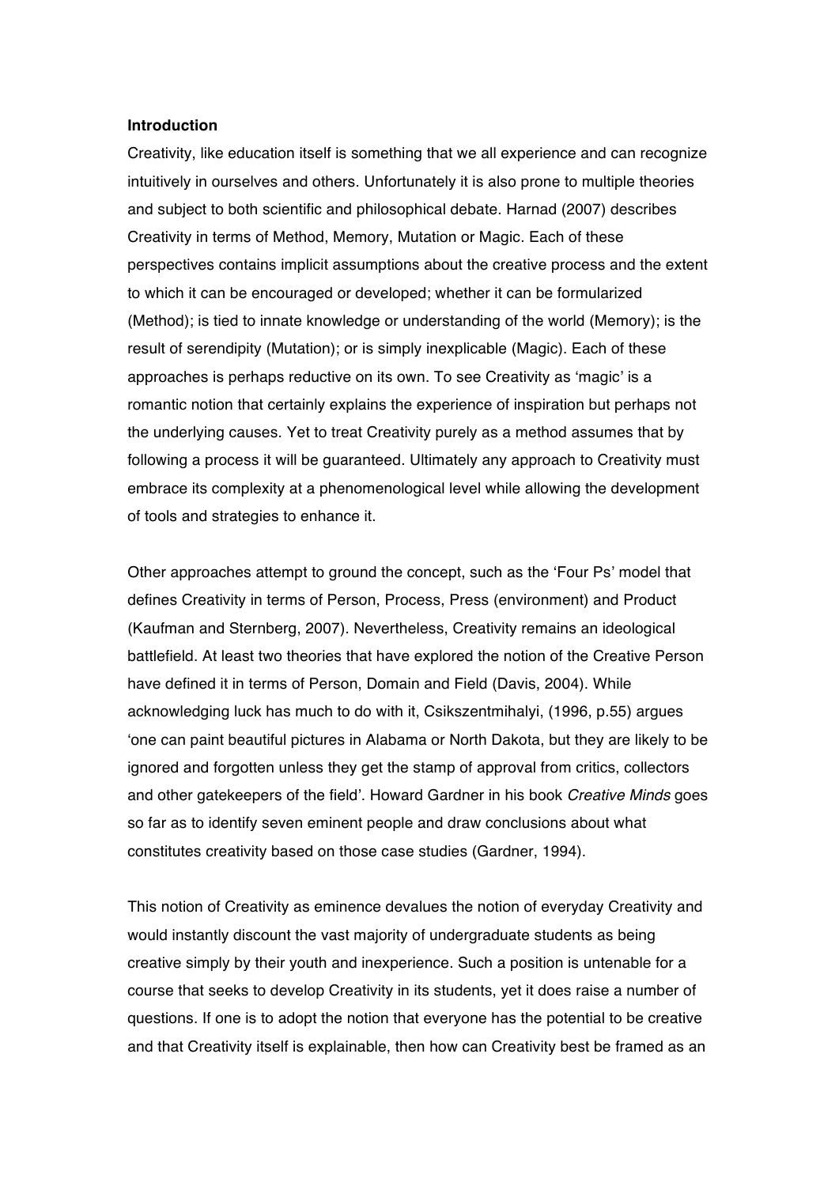**Introduction**

Creativity, like education itself is something that we all experience and can recognize intuitively in ourselves and others. Unfortunately it is also prone to multiple theories and subject to both scientific and philosophical debate. Harnad (2007) describes Creativity in terms of Method, Memory, Mutation or Magic. Each of these perspectives contains implicit assumptions about the creative process and the extent to which it can be encouraged or developed; whether it can be formularized (Method); is tied to innate knowledge or understanding of the world (Memory); is the result of serendipity (Mutation); or is simply inexplicable (Magic). Each of these approaches is perhaps reductive on its own. To see Creativity as 'magic' is a romantic notion that certainly explains the experience of inspiration but perhaps not the underlying causes. Yet to treat Creativity purely as a method assumes that by following a process it will be guaranteed. Ultimately any approach to Creativity must embrace its complexity at a phenomenological level while allowing the development of tools and strategies to enhance it.

Other approaches attempt to ground the concept, such as the 'Four Ps' model that defines Creativity in terms of Person, Process, Press (environment) and Product (Kaufman and Sternberg, 2007). Nevertheless, Creativity remains an ideological battlefield. At least two theories that have explored the notion of the Creative Person have defined it in terms of Person, Domain and Field (Davis, 2004). While acknowledging luck has much to do with it, Csikszentmihalyi, (1996, p.55) argues 'one can paint beautiful pictures in Alabama or North Dakota, but they are likely to be ignored and forgotten unless they get the stamp of approval from critics, collectors and other gatekeepers of the field'. Howard Gardner in his book *Creative Minds* goes so far as to identify seven eminent people and draw conclusions about what constitutes creativity based on those case studies (Gardner, 1994).

This notion of Creativity as eminence devalues the notion of everyday Creativity and would instantly discount the vast majority of undergraduate students as being creative simply by their youth and inexperience. Such a position is untenable for a course that seeks to develop Creativity in its students, yet it does raise a number of questions. If one is to adopt the notion that everyone has the potential to be creative and that Creativity itself is explainable, then how can Creativity best be framed as an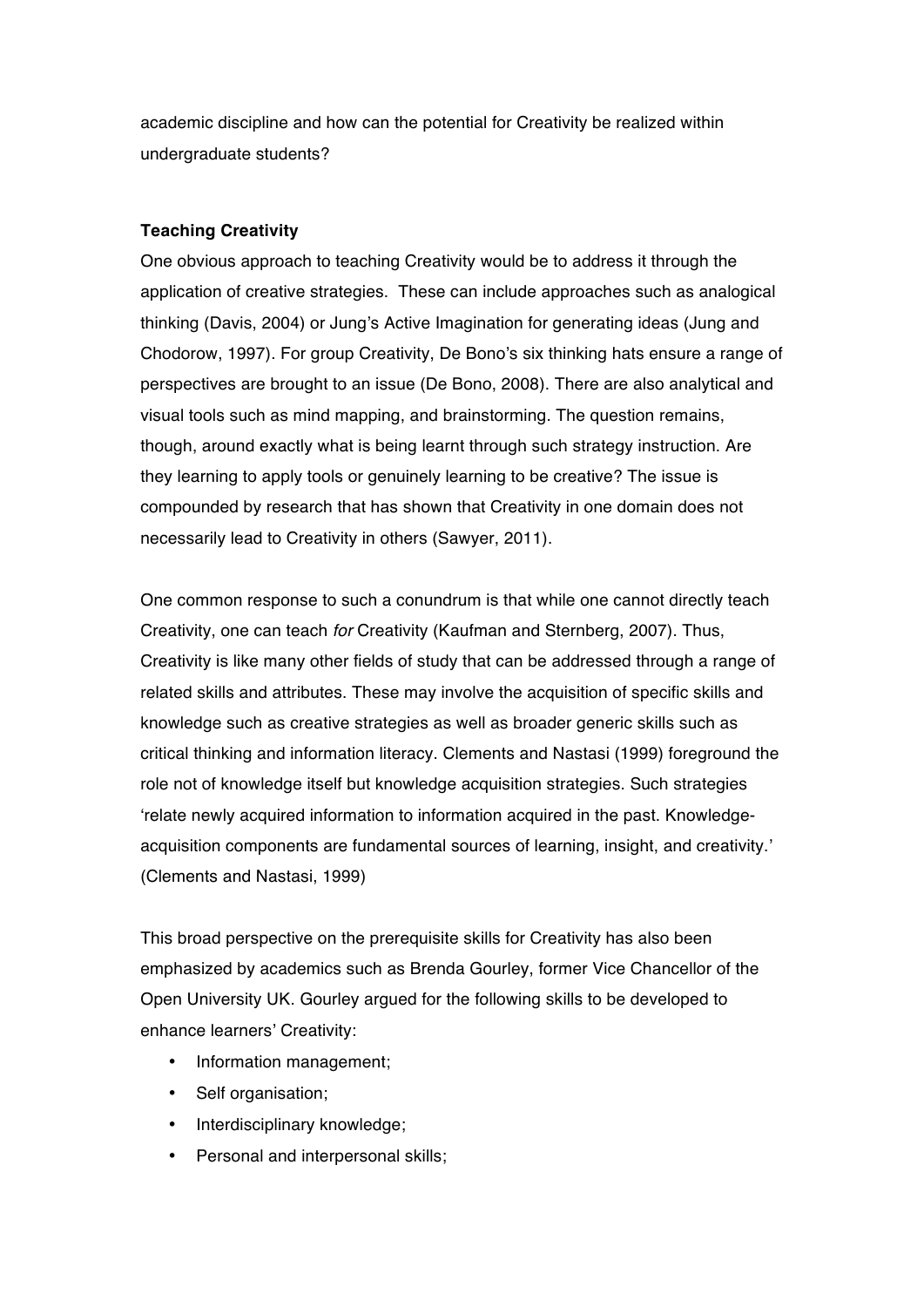academic discipline and how can the potential for Creativity be realized within undergraduate students?

## Teaching Creativity

One obvious approach to teaching Creativity would be to address it through the application of creative strategies. These can include approaches such as analogical thinking (Davis, 2004) or Jung's Active Imagination for generating ideas (Jung and Chodorow, 1997). For group Creativity, De Bono's six thinking hats ensure a range of perspectives are brought to an issue (De Bono, 2008). There are also analytical and visual tools such as mind mapping, and brainstorming. The question remains, though, around exactly what is being learnt through such strategy instruction. Are they learning to apply tools or genuinely learning to be creative? The issue is compounded by research that has shown that Creativity in one domain does not necessarily lead to Creativity in others (Sawyer, 2011).

One common response to such a conundrum is that while one cannot directly teach Creativity, one can teach *for* Creativity (Kaufman and Sternberg, 2007). Thus, Creativity is like many other fields of study that can be addressed through a range of related skills and attributes. These may involve the acquisition of specific skills and knowledge such as creative strategies as well as broader generic skills such as critical thinking and information literacy. Clements and Nastasi (1999) foreground the role not of knowledge itself but knowledge acquisition strategies. Such strategies 'relate newly acquired information to information acquired in the past. Knowledge-acquisition components are fundamental sources of learning, insight, and creativity.' (Clements and Nastasi, 1999)

This broad perspective on the prerequisite skills for Creativity has also been emphasized by academics such as Brenda Gourley, former Vice Chancellor of the Open University UK. Gourley argued for the following skills to be developed to enhance learners' Creativity:

- Information management;
- Self organisation;
- Interdisciplinary knowledge;
- Personal and interpersonal skills;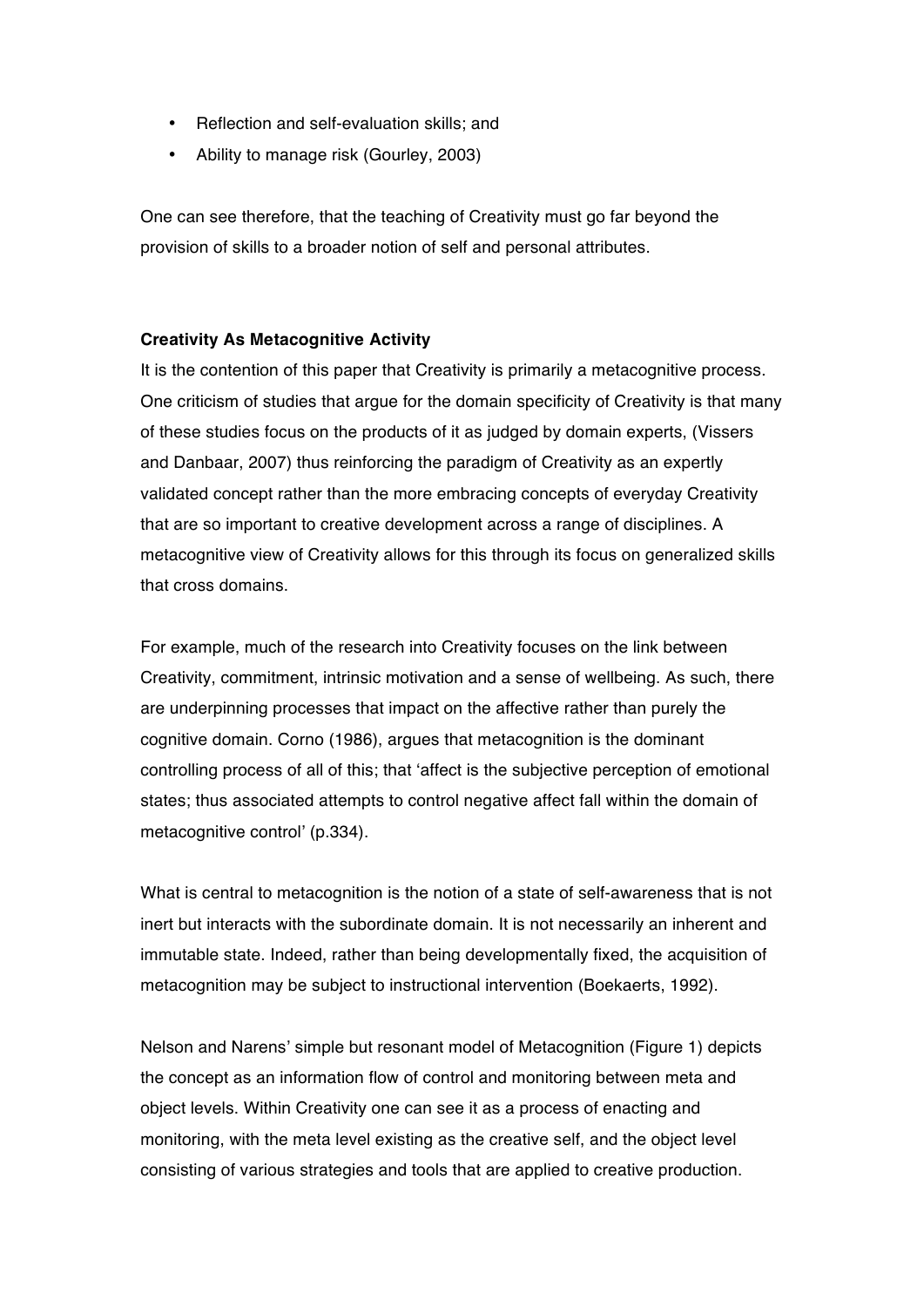- Reflection and self-evaluation skills; and
- Ability to manage risk (Gourley, 2003)

One can see therefore, that the teaching of Creativity must go far beyond the provision of skills to a broader notion of self and personal attributes.

**Creativity As Metacognitive Activity**

It is the contention of this paper that Creativity is primarily a metacognitive process. One criticism of studies that argue for the domain specificity of Creativity is that many of these studies focus on the products of it as judged by domain experts, (Vissers and Danbaar, 2007) thus reinforcing the paradigm of Creativity as an expertly validated concept rather than the more embracing concepts of everyday Creativity that are so important to creative development across a range of disciplines. A metacognitive view of Creativity allows for this through its focus on generalized skills that cross domains.

For example, much of the research into Creativity focuses on the link between Creativity, commitment, intrinsic motivation and a sense of wellbeing. As such, there are underpinning processes that impact on the affective rather than purely the cognitive domain. Corno (1986), argues that metacognition is the dominant controlling process of all of this; that 'affect is the subjective perception of emotional states; thus associated attempts to control negative affect fall within the domain of metacognitive control' (p.334).

What is central to metacognition is the notion of a state of self-awareness that is not inert but interacts with the subordinate domain. It is not necessarily an inherent and immutable state. Indeed, rather than being developmentally fixed, the acquisition of metacognition may be subject to instructional intervention (Boekaerts, 1992).

Nelson and Narens' simple but resonant model of Metacognition (Figure 1) depicts the concept as an information flow of control and monitoring between meta and object levels. Within Creativity one can see it as a process of enacting and monitoring, with the meta level existing as the creative self, and the object level consisting of various strategies and tools that are applied to creative production.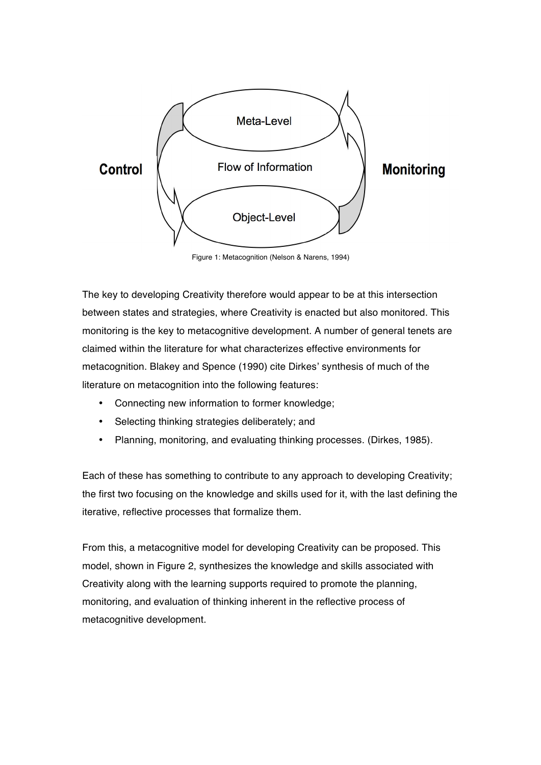Control

Meta-Level

Flow of Information

Object-Level

Monitoring

Figure 1: Metacognition (Nelson & Narens, 1994)

The key to developing Creativity therefore would appear to be at this intersection between states and strategies, where Creativity is enacted but also monitored. This monitoring is the key to metacognitive development. A number of general tenets are claimed within the literature for what characterizes effective environments for metacognition. Blakey and Spence (1990) cite Dirkes' synthesis of much of the literature on metacognition into the following features:

- Connecting new information to former knowledge;
- Selecting thinking strategies deliberately; and
- Planning, monitoring, and evaluating thinking processes. (Dirkes, 1985).

Each of these has something to contribute to any approach to developing Creativity; the first two focusing on the knowledge and skills used for it, with the last defining the iterative, reflective processes that formalize them.

From this, a metacognitive model for developing Creativity can be proposed. This model, shown in Figure 2, synthesizes the knowledge and skills associated with Creativity along with the learning supports required to promote the planning, monitoring, and evaluation of thinking inherent in the reflective process of metacognitive development.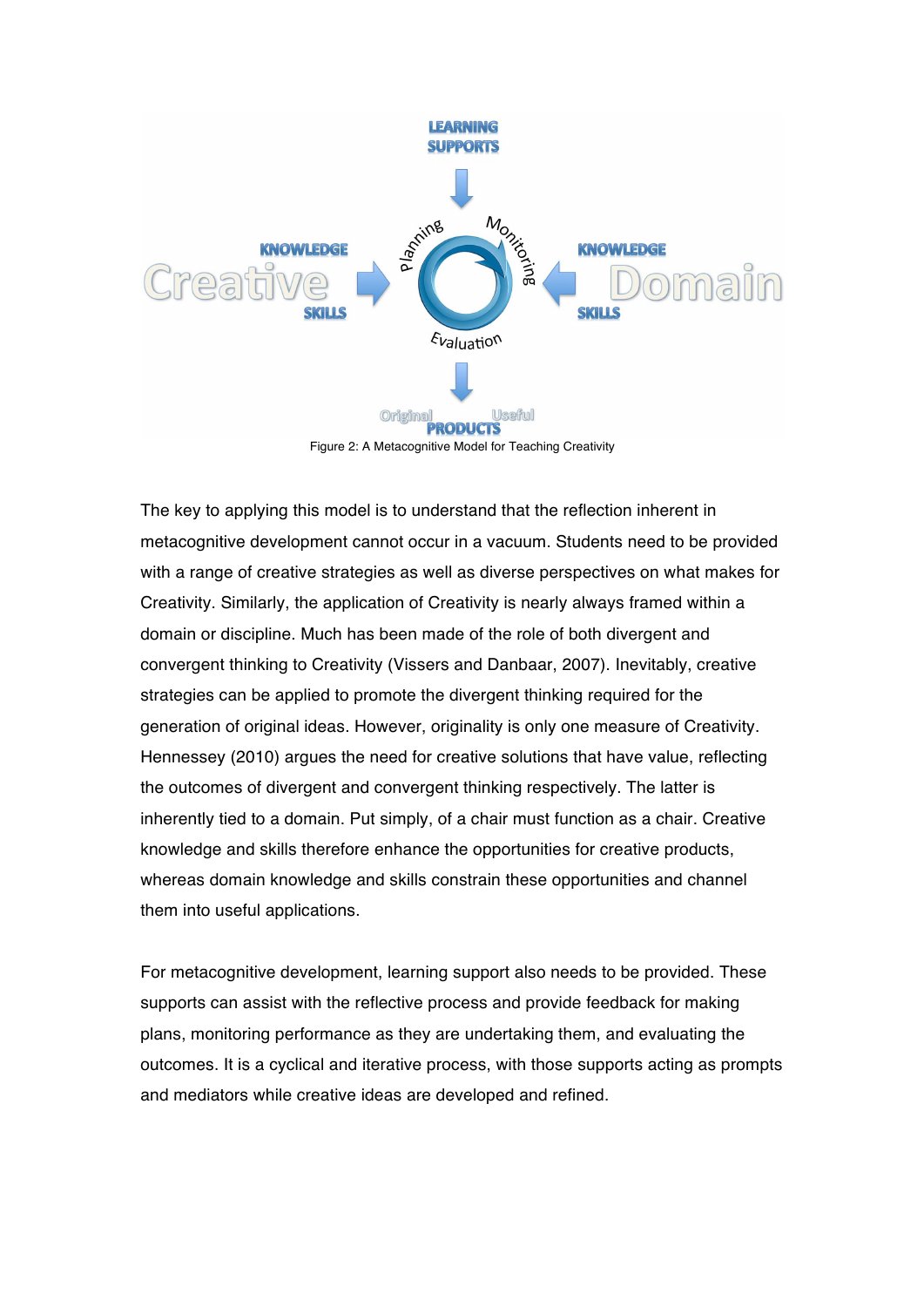Figure 2: A Metacognitive Model for Teaching Creativity

The key to applying this model is to understand that the reflection inherent in metacognitive development cannot occur in a vacuum. Students need to be provided with a range of creative strategies as well as diverse perspectives on what makes for Creativity. Similarly, the application of Creativity is nearly always framed within a domain or discipline. Much has been made of the role of both divergent and convergent thinking to Creativity (Vissers and Danbaar, 2007). Inevitably, creative strategies can be applied to promote the divergent thinking required for the generation of original ideas. However, originality is only one measure of Creativity. Hennessey (2010) argues the need for creative solutions that have value, reflecting the outcomes of divergent and convergent thinking respectively. The latter is inherently tied to a domain. Put simply, of a chair must function as a chair. Creative knowledge and skills therefore enhance the opportunities for creative products, whereas domain knowledge and skills constrain these opportunities and channel them into useful applications.

For metacognitive development, learning support also needs to be provided. These supports can assist with the reflective process and provide feedback for making plans, monitoring performance as they are undertaking them, and evaluating the outcomes. It is a cyclical and iterative process, with those supports acting as prompts and mediators while creative ideas are developed and refined.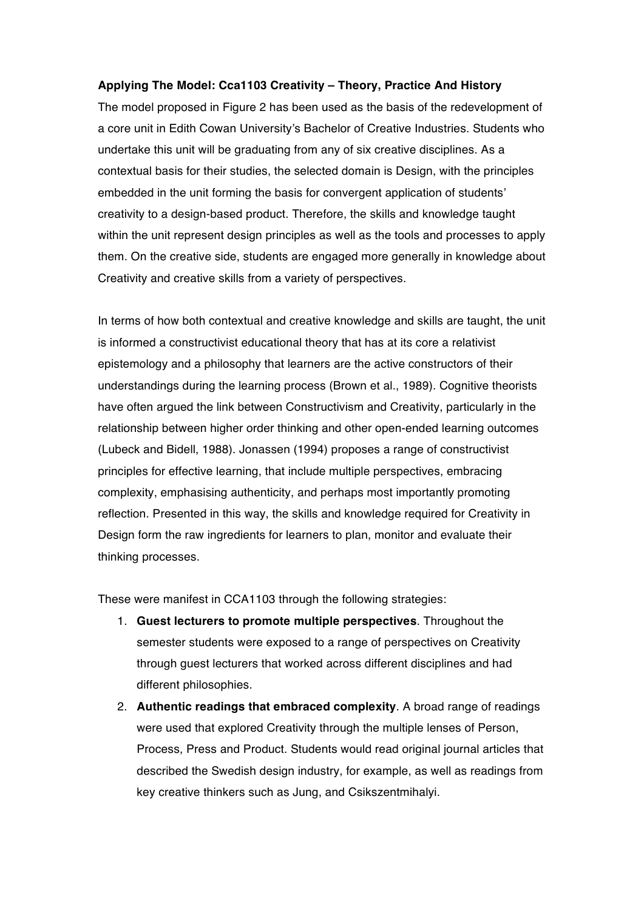**Applying The Model: Cca1103 Creativity – Theory, Practice And History**

The model proposed in Figure 2 has been used as the basis of the redevelopment of a core unit in Edith Cowan University's Bachelor of Creative Industries. Students who undertake this unit will be graduating from any of six creative disciplines. As a contextual basis for their studies, the selected domain is Design, with the principles embedded in the unit forming the basis for convergent application of students' creativity to a design-based product. Therefore, the skills and knowledge taught within the unit represent design principles as well as the tools and processes to apply them. On the creative side, students are engaged more generally in knowledge about Creativity and creative skills from a variety of perspectives.

In terms of how both contextual and creative knowledge and skills are taught, the unit is informed a constructivist educational theory that has at its core a relativist epistemology and a philosophy that learners are the active constructors of their understandings during the learning process (Brown et al., 1989). Cognitive theorists have often argued the link between Constructivism and Creativity, particularly in the relationship between higher order thinking and other open-ended learning outcomes (Lubeck and Bidell, 1988). Jonassen (1994) proposes a range of constructivist principles for effective learning, that include multiple perspectives, embracing complexity, emphasising authenticity, and perhaps most importantly promoting reflection. Presented in this way, the skills and knowledge required for Creativity in Design form the raw ingredients for learners to plan, monitor and evaluate their thinking processes.

These were manifest in CCA1103 through the following strategies:

1. **Guest lecturers to promote multiple perspectives**. Throughout the semester students were exposed to a range of perspectives on Creativity through guest lecturers that worked across different disciplines and had different philosophies.
2. **Authentic readings that embraced complexity**. A broad range of readings were used that explored Creativity through the multiple lenses of Person, Process, Press and Product. Students would read original journal articles that described the Swedish design industry, for example, as well as readings from key creative thinkers such as Jung, and Csikszentmihalyi.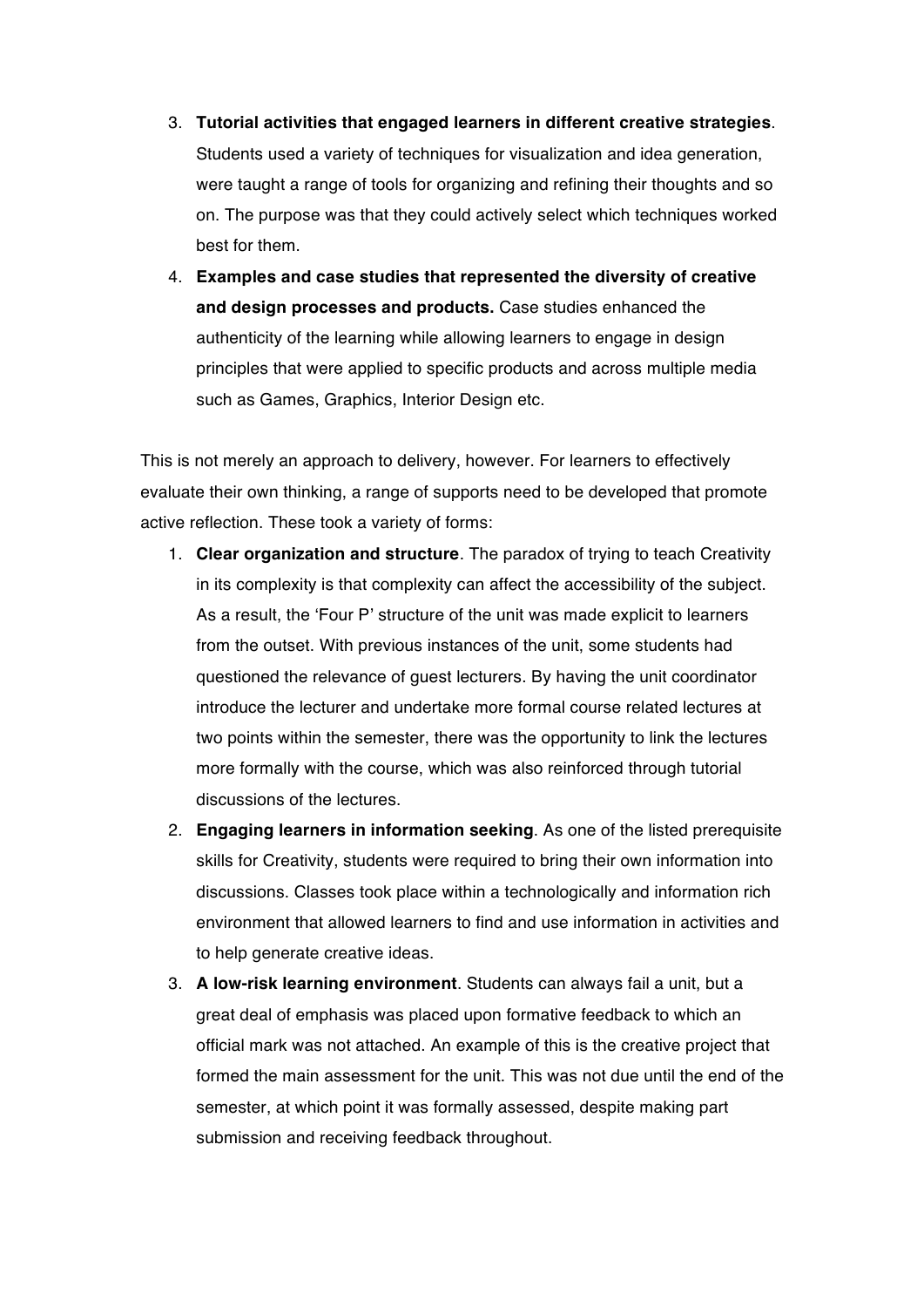3. **Tutorial activities that engaged learners in different creative strategies**. Students used a variety of techniques for visualization and idea generation, were taught a range of tools for organizing and refining their thoughts and so on. The purpose was that they could actively select which techniques worked best for them.
4. **Examples and case studies that represented the diversity of creative and design processes and products.** Case studies enhanced the authenticity of the learning while allowing learners to engage in design principles that were applied to specific products and across multiple media such as Games, Graphics, Interior Design etc.

This is not merely an approach to delivery, however. For learners to effectively evaluate their own thinking, a range of supports need to be developed that promote active reflection. These took a variety of forms:

1. **Clear organization and structure**. The paradox of trying to teach Creativity in its complexity is that complexity can affect the accessibility of the subject. As a result, the 'Four P' structure of the unit was made explicit to learners from the outset. With previous instances of the unit, some students had questioned the relevance of guest lecturers. By having the unit coordinator introduce the lecturer and undertake more formal course related lectures at two points within the semester, there was the opportunity to link the lectures more formally with the course, which was also reinforced through tutorial discussions of the lectures.
2. **Engaging learners in information seeking**. As one of the listed prerequisite skills for Creativity, students were required to bring their own information into discussions. Classes took place within a technologically and information rich environment that allowed learners to find and use information in activities and to help generate creative ideas.
3. **A low-risk learning environment**. Students can always fail a unit, but a great deal of emphasis was placed upon formative feedback to which an official mark was not attached. An example of this is the creative project that formed the main assessment for the unit. This was not due until the end of the semester, at which point it was formally assessed, despite making part submission and receiving feedback throughout.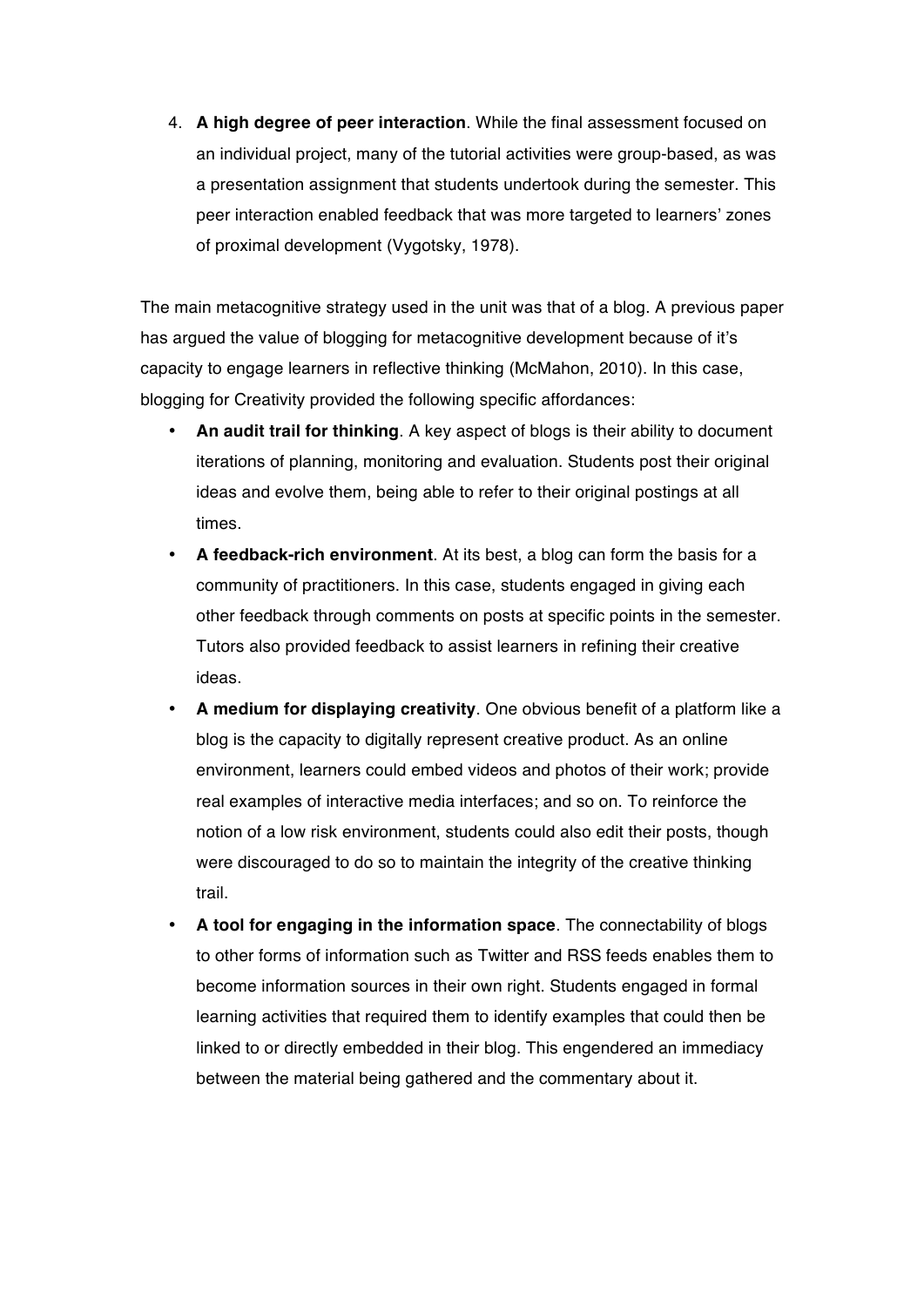4. **A high degree of peer interaction**. While the final assessment focused on an individual project, many of the tutorial activities were group-based, as was a presentation assignment that students undertook during the semester. This peer interaction enabled feedback that was more targeted to learners' zones of proximal development (Vygotsky, 1978).

The main metacognitive strategy used in the unit was that of a blog. A previous paper has argued the value of blogging for metacognitive development because of it's capacity to engage learners in reflective thinking (McMahon, 2010). In this case, blogging for Creativity provided the following specific affordances:

- **An audit trail for thinking**. A key aspect of blogs is their ability to document iterations of planning, monitoring and evaluation. Students post their original ideas and evolve them, being able to refer to their original postings at all times.
- **A feedback-rich environment**. At its best, a blog can form the basis for a community of practitioners. In this case, students engaged in giving each other feedback through comments on posts at specific points in the semester. Tutors also provided feedback to assist learners in refining their creative ideas.
- **A medium for displaying creativity**. One obvious benefit of a platform like a blog is the capacity to digitally represent creative product. As an online environment, learners could embed videos and photos of their work; provide real examples of interactive media interfaces; and so on. To reinforce the notion of a low risk environment, students could also edit their posts, though were discouraged to do so to maintain the integrity of the creative thinking trail.
- **A tool for engaging in the information space**. The connectability of blogs to other forms of information such as Twitter and RSS feeds enables them to become information sources in their own right. Students engaged in formal learning activities that required them to identify examples that could then be linked to or directly embedded in their blog. This engendered an immediacy between the material being gathered and the commentary about it.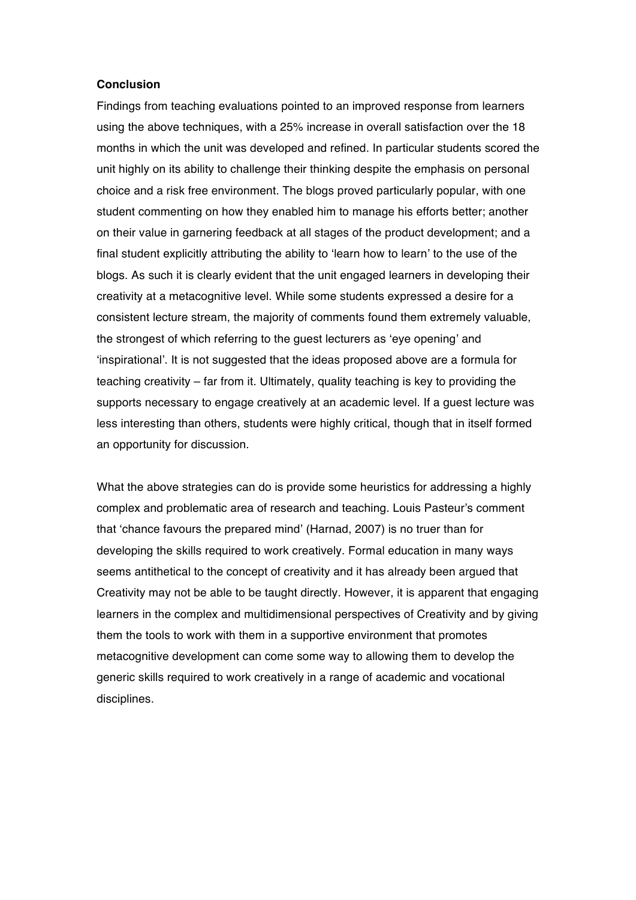**Conclusion**

Findings from teaching evaluations pointed to an improved response from learners using the above techniques, with a 25% increase in overall satisfaction over the 18 months in which the unit was developed and refined. In particular students scored the unit highly on its ability to challenge their thinking despite the emphasis on personal choice and a risk free environment. The blogs proved particularly popular, with one student commenting on how they enabled him to manage his efforts better; another on their value in garnering feedback at all stages of the product development; and a final student explicitly attributing the ability to 'learn how to learn' to the use of the blogs. As such it is clearly evident that the unit engaged learners in developing their creativity at a metacognitive level. While some students expressed a desire for a consistent lecture stream, the majority of comments found them extremely valuable, the strongest of which referring to the guest lecturers as 'eye opening' and 'inspirational'. It is not suggested that the ideas proposed above are a formula for teaching creativity – far from it. Ultimately, quality teaching is key to providing the supports necessary to engage creatively at an academic level. If a guest lecture was less interesting than others, students were highly critical, though that in itself formed an opportunity for discussion.

What the above strategies can do is provide some heuristics for addressing a highly complex and problematic area of research and teaching. Louis Pasteur's comment that 'chance favours the prepared mind' (Harnad, 2007) is no truer than for developing the skills required to work creatively. Formal education in many ways seems antithetical to the concept of creativity and it has already been argued that Creativity may not be able to be taught directly. However, it is apparent that engaging learners in the complex and multidimensional perspectives of Creativity and by giving them the tools to work with them in a supportive environment that promotes metacognitive development can come some way to allowing them to develop the generic skills required to work creatively in a range of academic and vocational disciplines.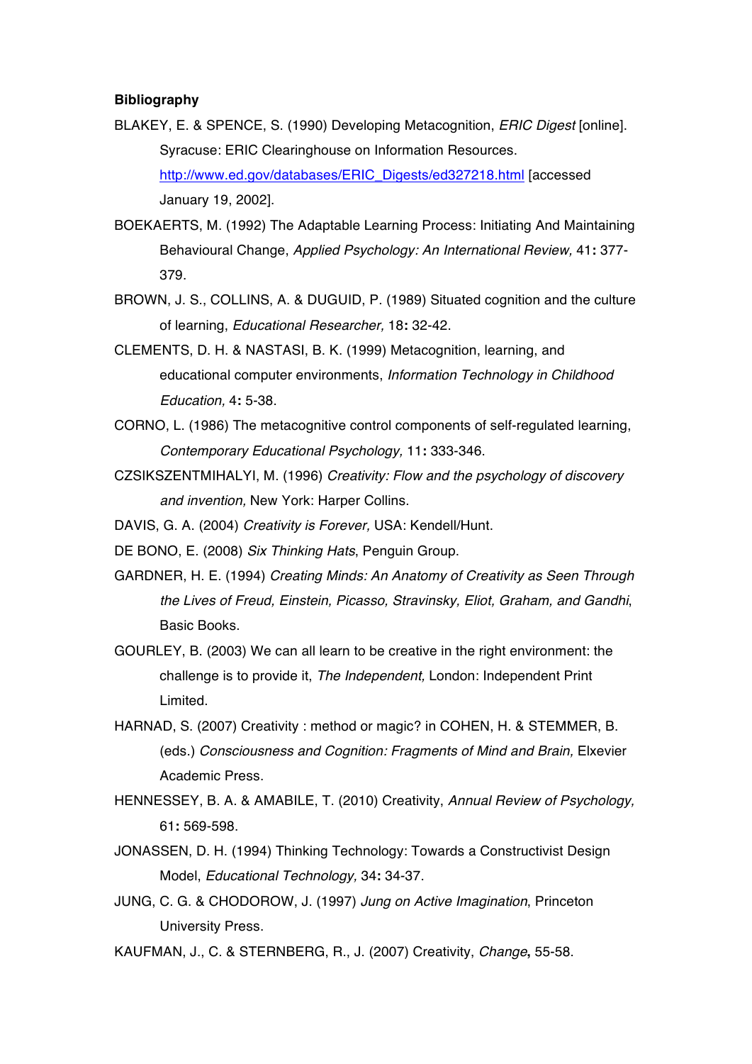**Bibliography**

BLAKEY, E. & SPENCE, S. (1990) Developing Metacognition, *ERIC Digest* [online]. Syracuse: ERIC Clearinghouse on Information Resources. http://www.ed.gov/databases/ERIC_Digests/ed327218.html [accessed January 19, 2002].

BOEKAERTS, M. (1992) The Adaptable Learning Process: Initiating And Maintaining Behavioural Change, *Applied Psychology: An International Review,* 41**:** 377-379.

BROWN, J. S., COLLINS, A. & DUGUID, P. (1989) Situated cognition and the culture of learning, *Educational Researcher,* 18**:** 32-42.

CLEMENTS, D. H. & NASTASI, B. K. (1999) Metacognition, learning, and educational computer environments, *Information Technology in Childhood Education,* 4**:** 5-38.

CORNO, L. (1986) The metacognitive control components of self-regulated learning, *Contemporary Educational Psychology,* 11**:** 333-346.

CZSIKSZENTMIHALYI, M. (1996) *Creativity: Flow and the psychology of discovery and invention,* New York: Harper Collins.

DAVIS, G. A. (2004) *Creativity is Forever,* USA: Kendell/Hunt.

DE BONO, E. (2008) *Six Thinking Hats*, Penguin Group.

GARDNER, H. E. (1994) *Creating Minds: An Anatomy of Creativity as Seen Through the Lives of Freud, Einstein, Picasso, Stravinsky, Eliot, Graham, and Gandhi*, Basic Books.

GOURLEY, B. (2003) We can all learn to be creative in the right environment: the challenge is to provide it, *The Independent,* London: Independent Print Limited.

HARNAD, S. (2007) Creativity : method or magic? in COHEN, H. & STEMMER, B. (eds.) *Consciousness and Cognition: Fragments of Mind and Brain,* Elxevier Academic Press.

HENNESSEY, B. A. & AMABILE, T. (2010) Creativity, *Annual Review of Psychology,* 61**:** 569-598.

JONASSEN, D. H. (1994) Thinking Technology: Towards a Constructivist Design Model, *Educational Technology,* 34**:** 34-37.

JUNG, C. G. & CHODOROW, J. (1997) *Jung on Active Imagination*, Princeton University Press.

KAUFMAN, J., C. & STERNBERG, R., J. (2007) Creativity, *Change***,** 55-58.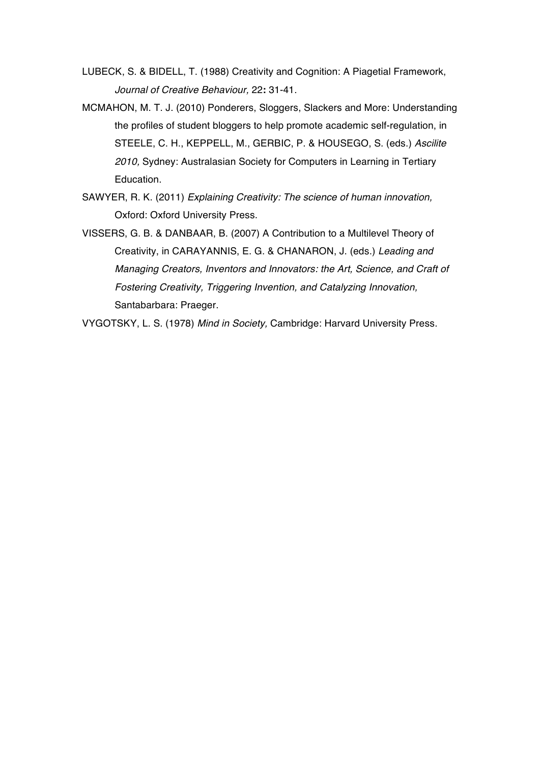LUBECK, S. & BIDELL, T. (1988) Creativity and Cognition: A Piagetial Framework, *Journal of Creative Behaviour,* 22**:** 31-41.

MCMAHON, M. T. J. (2010) Ponderers, Sloggers, Slackers and More: Understanding the profiles of student bloggers to help promote academic self-regulation, in STEELE, C. H., KEPPELL, M., GERBIC, P. & HOUSEGO, S. (eds.) *Ascilite 2010,* Sydney: Australasian Society for Computers in Learning in Tertiary Education.

SAWYER, R. K. (2011) *Explaining Creativity: The science of human innovation,* Oxford: Oxford University Press.

VISSERS, G. B. & DANBAAR, B. (2007) A Contribution to a Multilevel Theory of Creativity, in CARAYANNIS, E. G. & CHANARON, J. (eds.) *Leading and Managing Creators, Inventors and Innovators: the Art, Science, and Craft of Fostering Creativity, Triggering Invention, and Catalyzing Innovation,* Santabarbara: Praeger.

VYGOTSKY, L. S. (1978) *Mind in Society,* Cambridge: Harvard University Press.